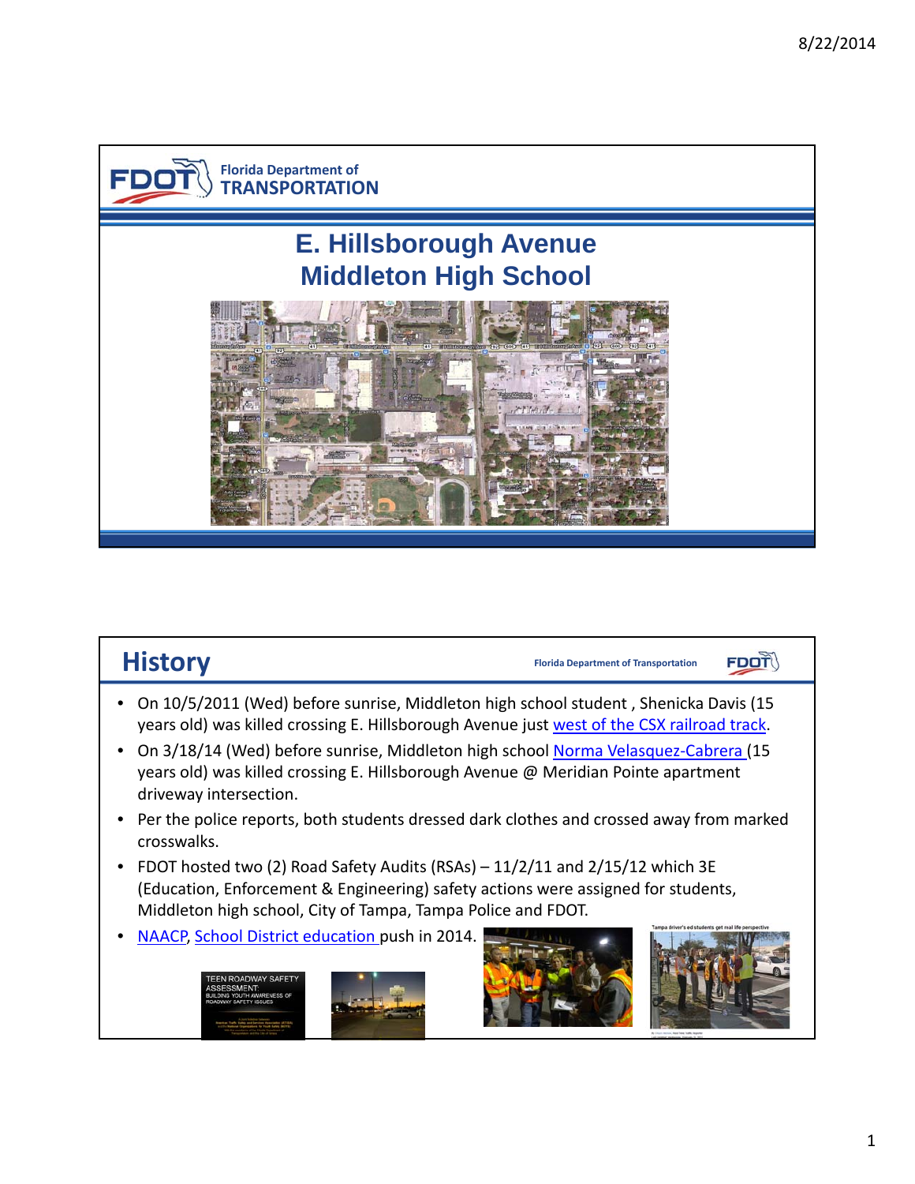# E. Hillsborough Avenue Middleton High School

## History

- On 10/5/2011 (Wed) before sunrise, Middleton high school student , Shenicka Davis (15 years old) was killed crossing E. Hillsborough Avenue just west of the CSX railroad track.
- On 3/18/14 (Wed) before sunrise, Middleton high school Norma Velasquez-Cabrera (15 years old) was killed crossing E. Hillsborough Avenue @ Meridian Pointe apartment driveway intersection.
- Per the police reports, both students dressed dark clothes and crossed away from marked crosswalks.
- FDOT hosted two (2) Road Safety Audits (RSAs) – 11/2/11 and 2/15/12 which 3E (Education, Enforcement & Engineering) safety actions were assigned for students, Middleton high school, City of Tampa, Tampa Police and FDOT.
- NAACP, School District education push in 2014.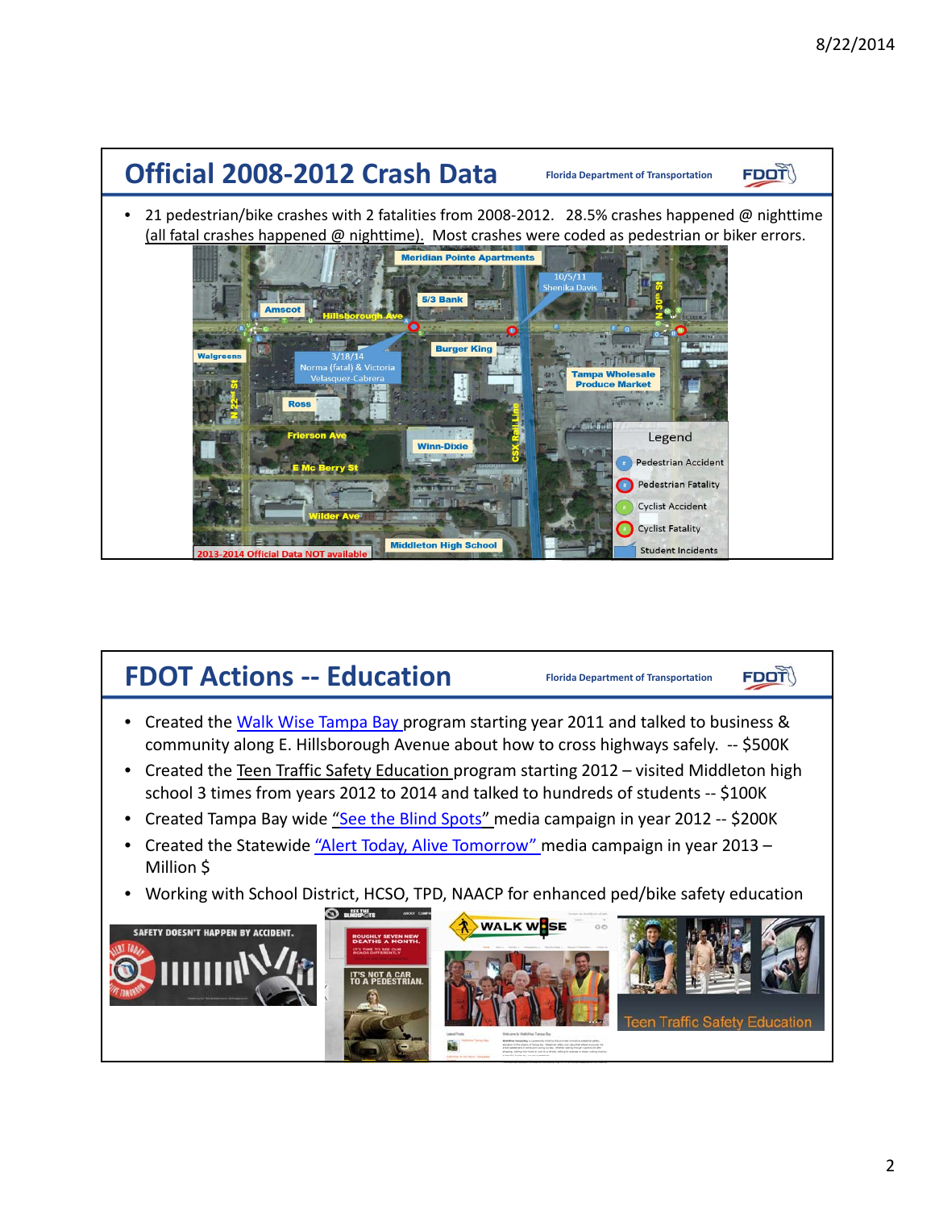## Official 2008-2012 Crash Data

Florida Department of Transportation

- 21 pedestrian/bike crashes with 2 fatalities from 2008-2012. 28.5% crashes happened @ nighttime (all fatal crashes happened @ nighttime). Most crashes were coded as pedestrian or biker errors.

Meridian Pointe Apartments

10/5/11 Shenika Davis

5/3 Bank

Amscot

Hillsborough Ave

N 30th St

Burger King

Walgreens

3/18/14 Norma (fatal) & Victoria Velasquez-Cabrera

Tampa Wholesale Produce Market

N 22nd St

Ross

CSX Rail Line

Frierson Ave

Winn-Dixie

E Mc Berry St

Wilder Ave

Middleton High School

2013-2014 Official Data NOT available

Legend

- Pedestrian Accident
- Pedestrian Fatality
- Cyclist Accident
- Cyclist Fatality
- Student Incidents

## FDOT Actions -- Education

Florida Department of Transportation

- Created the Walk Wise Tampa Bay program starting year 2011 and talked to business & community along E. Hillsborough Avenue about how to cross highways safely. -- $500K
- Created the Teen Traffic Safety Education program starting 2012 – visited Middleton high school 3 times from years 2012 to 2014 and talked to hundreds of students -- $100K
- Created Tampa Bay wide "See the Blind Spots" media campaign in year 2012 -- $200K
- Created the Statewide "Alert Today, Alive Tomorrow" media campaign in year 2013 – Million $
- Working with School District, HCSO, TPD, NAACP for enhanced ped/bike safety education

SAFETY DOESN'T HAPPEN BY ACCIDENT.

ROUGHLY SEVEN NEW DEATHS A MONTH.

IT'S NOT A CAR TO A PEDESTRIAN.

WALK WISE

Teen Traffic Safety Education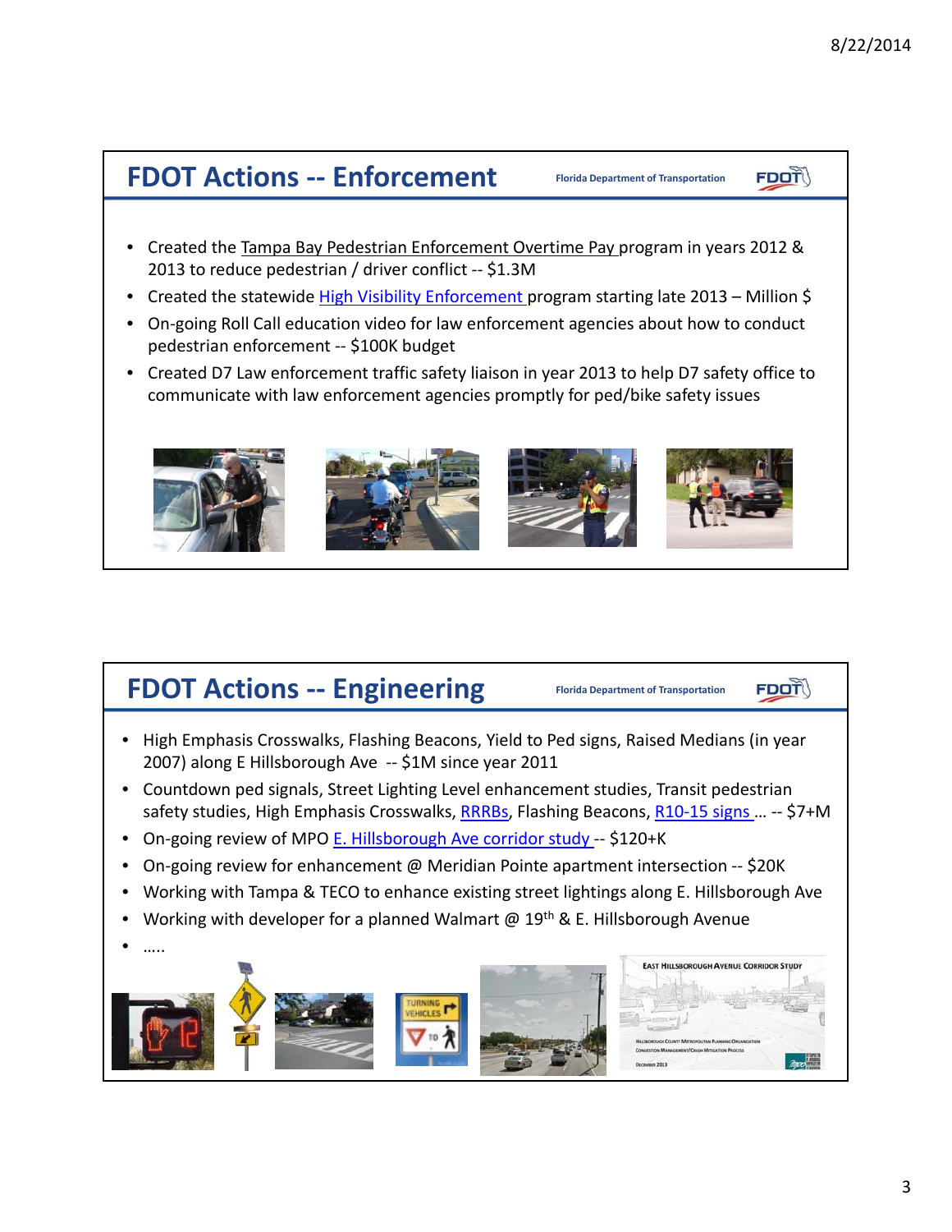## FDOT Actions -- Enforcement

- Created the Tampa Bay Pedestrian Enforcement Overtime Pay program in years 2012 & 2013 to reduce pedestrian / driver conflict -- $1.3M
- Created the statewide High Visibility Enforcement program starting late 2013 – Million $
- On-going Roll Call education video for law enforcement agencies about how to conduct pedestrian enforcement -- $100K budget
- Created D7 Law enforcement traffic safety liaison in year 2013 to help D7 safety office to communicate with law enforcement agencies promptly for ped/bike safety issues

## FDOT Actions -- Engineering

- High Emphasis Crosswalks, Flashing Beacons, Yield to Ped signs, Raised Medians (in year 2007) along E Hillsborough Ave -- $1M since year 2011
- Countdown ped signals, Street Lighting Level enhancement studies, Transit pedestrian safety studies, High Emphasis Crosswalks, RRRBs, Flashing Beacons, R10-15 signs … -- $7+M
- On-going review of MPO E. Hillsborough Ave corridor study -- $120+K
- On-going review for enhancement @ Meridian Pointe apartment intersection -- $20K
- Working with Tampa & TECO to enhance existing street lightings along E. Hillsborough Ave
- Working with developer for a planned Walmart @ 19th & E. Hillsborough Avenue
- …..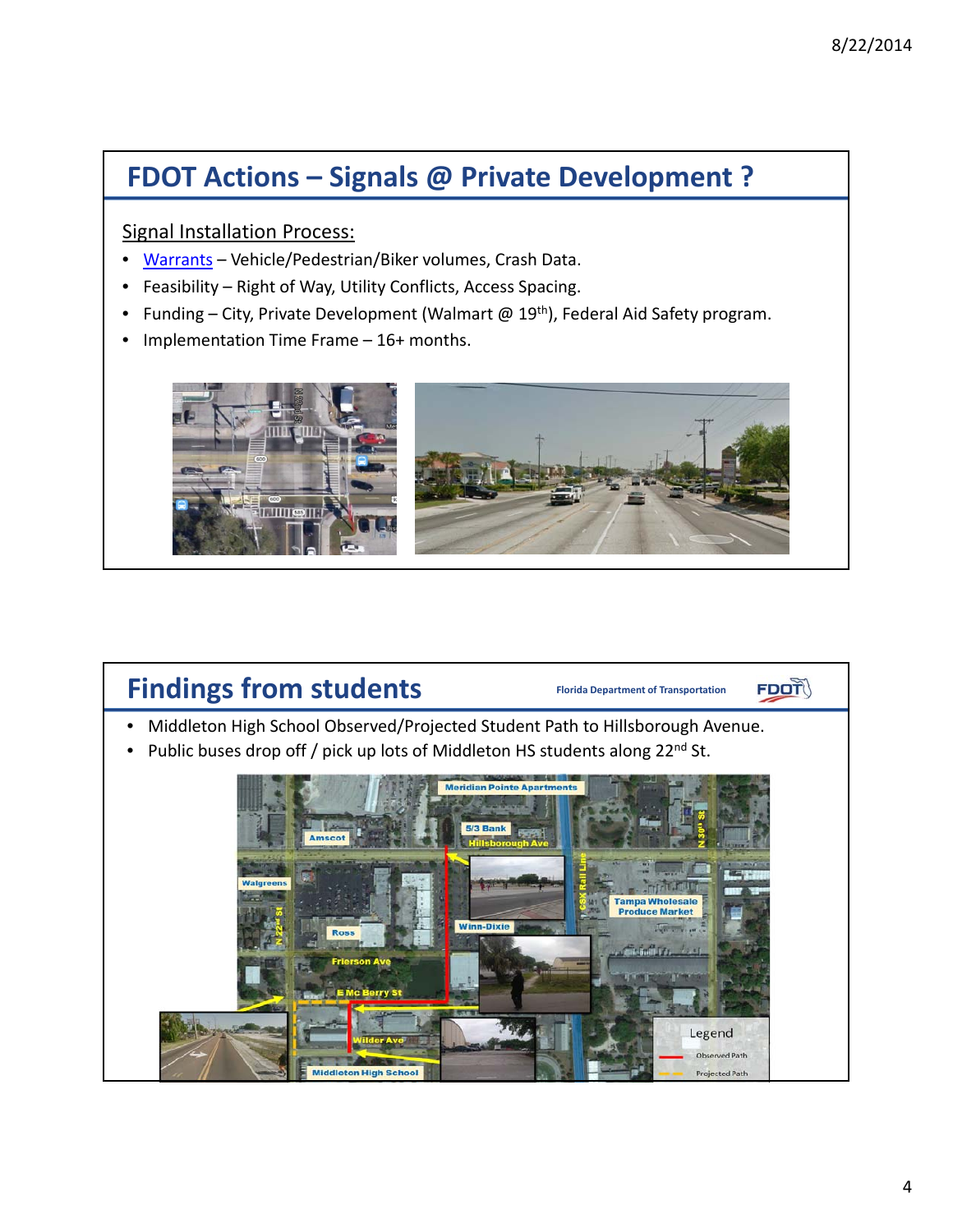## FDOT Actions – Signals @ Private Development ?

Signal Installation Process:

- Warrants – Vehicle/Pedestrian/Biker volumes, Crash Data.
- Feasibility – Right of Way, Utility Conflicts, Access Spacing.
- Funding – City, Private Development (Walmart @ 19th), Federal Aid Safety program.
- Implementation Time Frame – 16+ months.

## Findings from students

Florida Department of Transportation

- Middleton High School Observed/Projected Student Path to Hillsborough Avenue.
- Public buses drop off / pick up lots of Middleton HS students along 22nd St.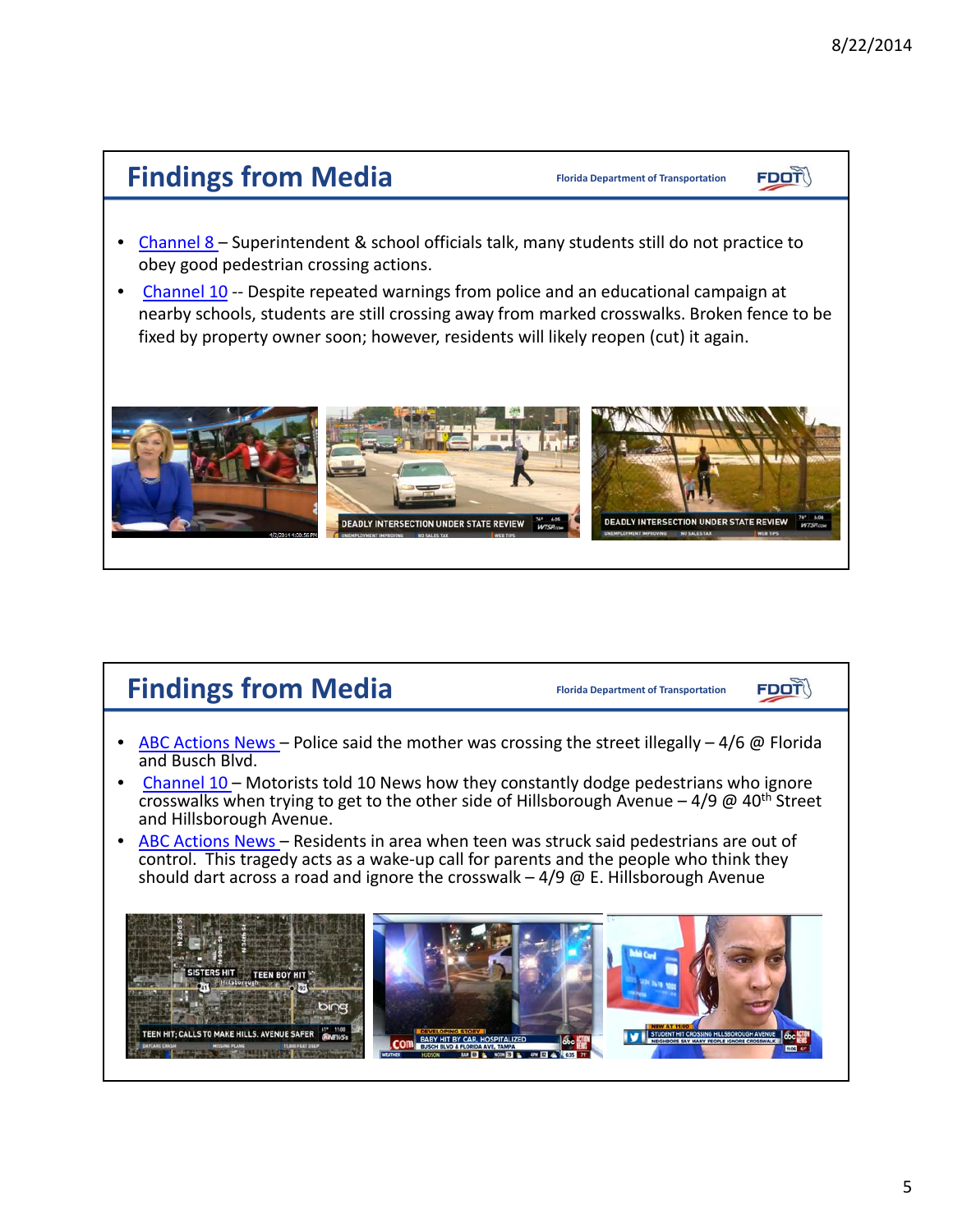## Findings from Media

Florida Department of Transportation

- Channel 8 – Superintendent & school officials talk, many students still do not practice to obey good pedestrian crossing actions.
- Channel 10 -- Despite repeated warnings from police and an educational campaign at nearby schools, students are still crossing away from marked crosswalks. Broken fence to be fixed by property owner soon; however, residents will likely reopen (cut) it again.

## Findings from Media

Florida Department of Transportation

- ABC Actions News – Police said the mother was crossing the street illegally – 4/6 @ Florida and Busch Blvd.
- Channel 10 – Motorists told 10 News how they constantly dodge pedestrians who ignore crosswalks when trying to get to the other side of Hillsborough Avenue – 4/9 @ 40th Street and Hillsborough Avenue.
- ABC Actions News – Residents in area when teen was struck said pedestrians are out of control. This tragedy acts as a wake-up call for parents and the people who think they should dart across a road and ignore the crosswalk – 4/9 @ E. Hillsborough Avenue